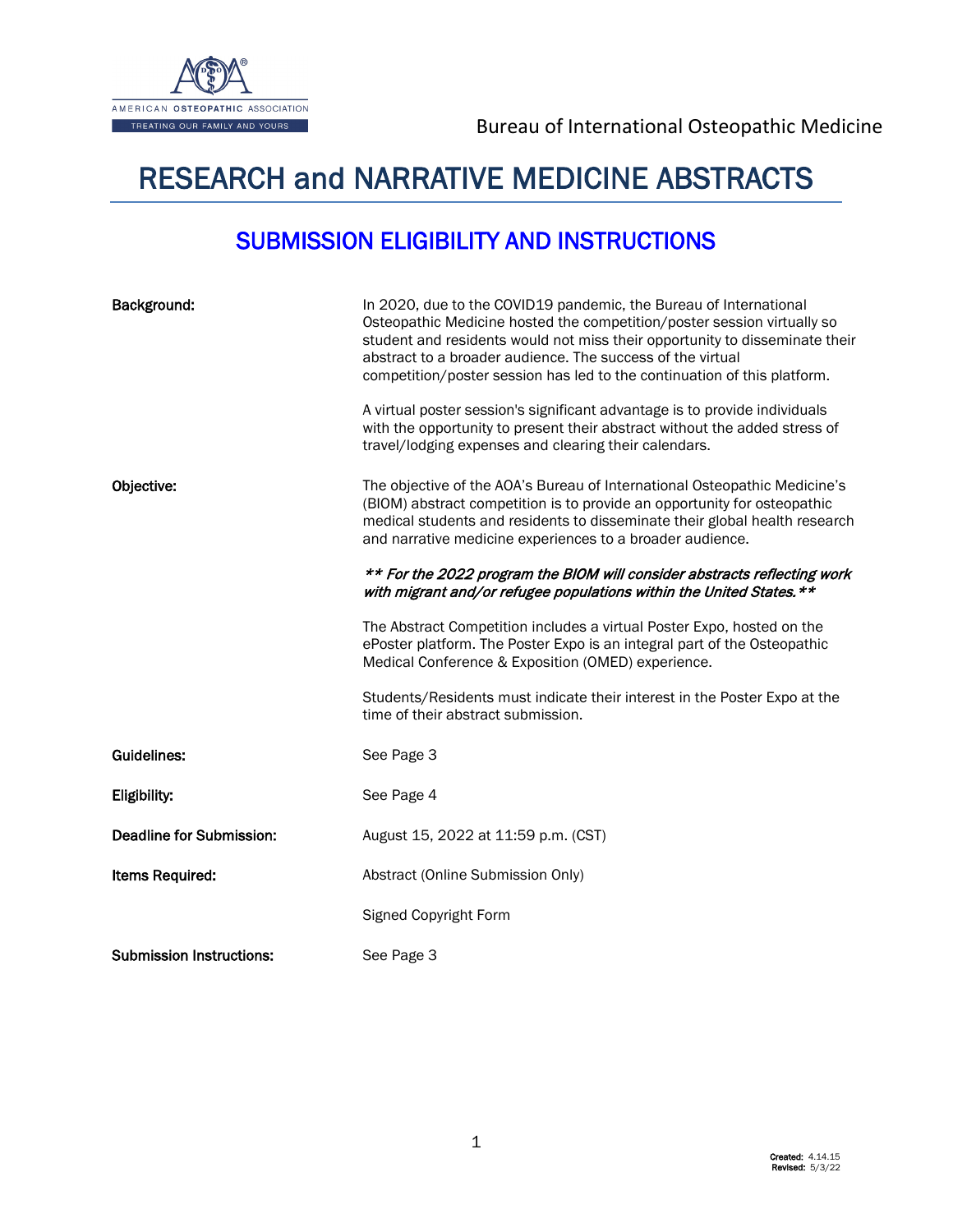Bureau of International Osteopathic Medicine

# RESEARCH and NARRATIVE MEDICINE ABSTRACTS

## SUBMISSION ELIGIBILITY AND INSTRUCTIONS

**Background:**

In 2020, due to the COVID19 pandemic, the Bureau of International Osteopathic Medicine hosted the competition/poster session virtually so student and residents would not miss their opportunity to disseminate their abstract to a broader audience. The success of the virtual competition/poster session has led to the continuation of this platform.

A virtual poster session's significant advantage is to provide individuals with the opportunity to present their abstract without the added stress of travel/lodging expenses and clearing their calendars.

**Objective:**

The objective of the AOA's Bureau of International Osteopathic Medicine's (BIOM) abstract competition is to provide an opportunity for osteopathic medical students and residents to disseminate their global health research and narrative medicine experiences to a broader audience.

***\*\* For the 2022 program the BIOM will consider abstracts reflecting work with migrant and/or refugee populations within the United States.\*\****

The Abstract Competition includes a virtual Poster Expo, hosted on the ePoster platform. The Poster Expo is an integral part of the Osteopathic Medical Conference & Exposition (OMED) experience.

Students/Residents must indicate their interest in the Poster Expo at the time of their abstract submission.

**Guidelines:** See Page 3

**Eligibility:** See Page 4

**Deadline for Submission:** August 15, 2022 at 11:59 p.m. (CST)

**Items Required:** Abstract (Online Submission Only)

Signed Copyright Form

**Submission Instructions:** See Page 3

**Created:** 4.14.15
**Revised:** 5/3/22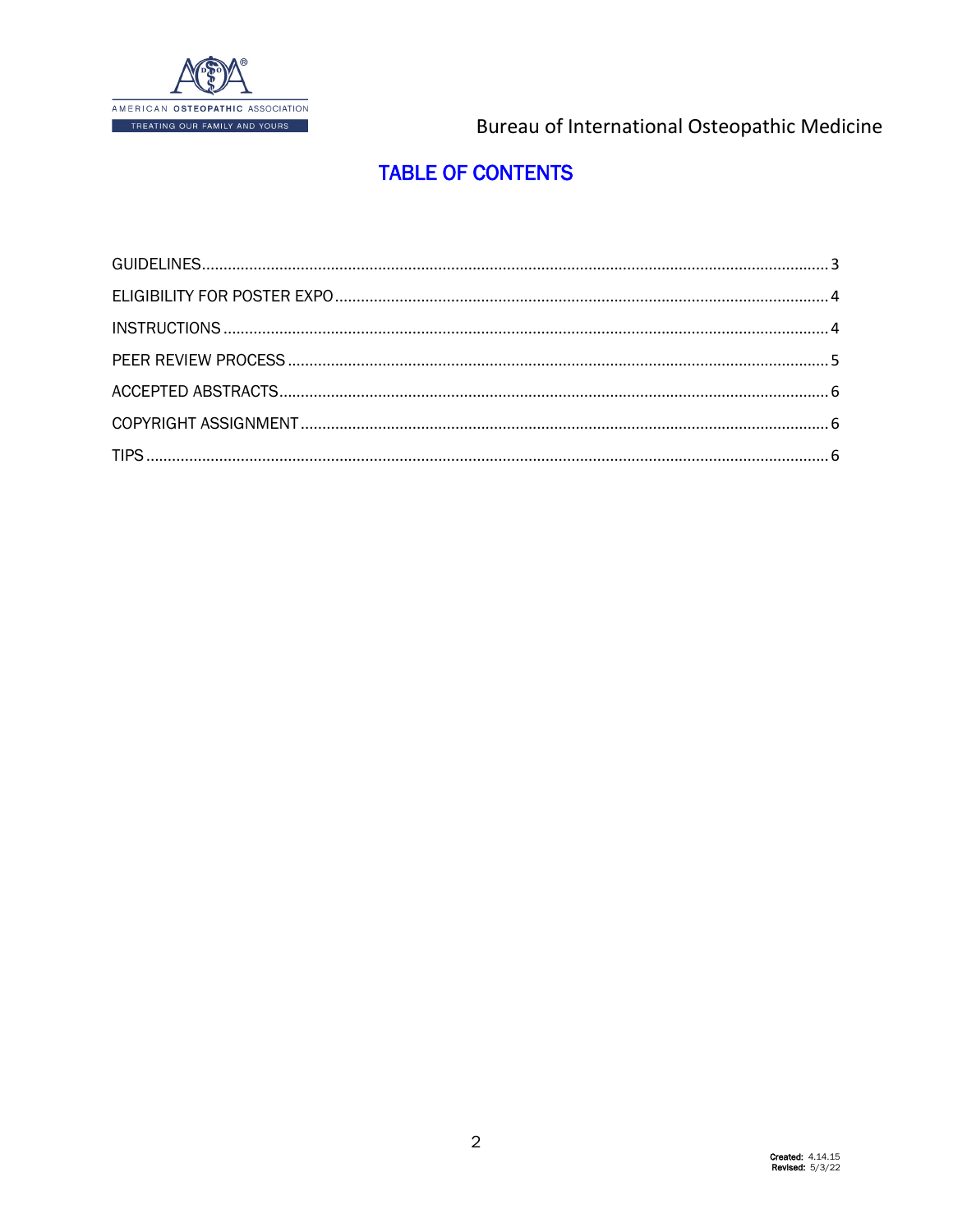# TABLE OF CONTENTS

| | |
|---|---|
| GUIDELINES | 3 |
| ELIGIBILITY FOR POSTER EXPO | 4 |
| INSTRUCTIONS | 4 |
| PEER REVIEW PROCESS | 5 |
| ACCEPTED ABSTRACTS | 6 |
| COPYRIGHT ASSIGNMENT | 6 |
| TIPS | 6 |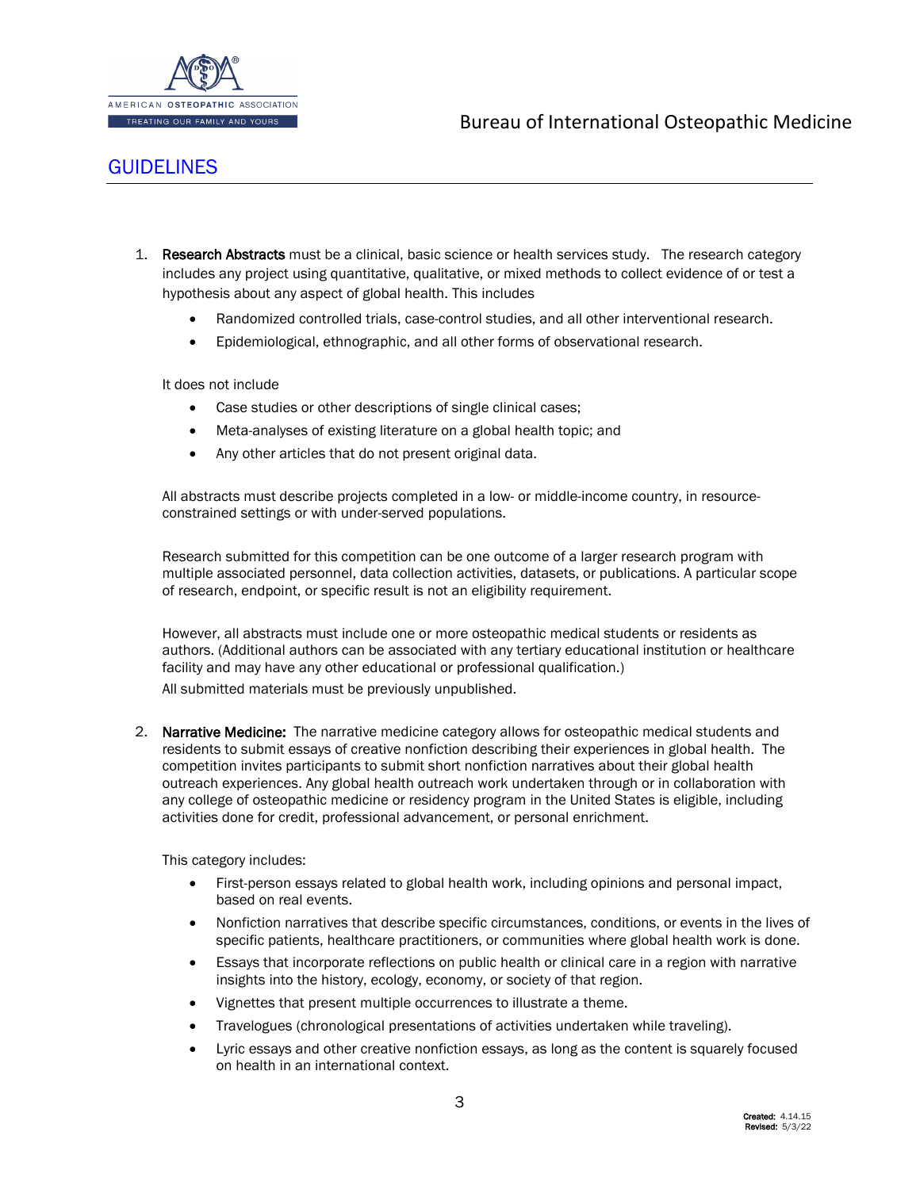## GUIDELINES

1. **Research Abstracts** must be a clinical, basic science or health services study. The research category includes any project using quantitative, qualitative, or mixed methods to collect evidence of or test a hypothesis about any aspect of global health. This includes

   - Randomized controlled trials, case-control studies, and all other interventional research.
   - Epidemiological, ethnographic, and all other forms of observational research.

   It does not include

   - Case studies or other descriptions of single clinical cases;
   - Meta-analyses of existing literature on a global health topic; and
   - Any other articles that do not present original data.

   All abstracts must describe projects completed in a low- or middle-income country, in resource-constrained settings or with under-served populations.

   Research submitted for this competition can be one outcome of a larger research program with multiple associated personnel, data collection activities, datasets, or publications. A particular scope of research, endpoint, or specific result is not an eligibility requirement.

   However, all abstracts must include one or more osteopathic medical students or residents as authors. (Additional authors can be associated with any tertiary educational institution or healthcare facility and may have any other educational or professional qualification.)

   All submitted materials must be previously unpublished.

2. **Narrative Medicine:** The narrative medicine category allows for osteopathic medical students and residents to submit essays of creative nonfiction describing their experiences in global health. The competition invites participants to submit short nonfiction narratives about their global health outreach experiences. Any global health outreach work undertaken through or in collaboration with any college of osteopathic medicine or residency program in the United States is eligible, including activities done for credit, professional advancement, or personal enrichment.

   This category includes:

   - First-person essays related to global health work, including opinions and personal impact, based on real events.
   - Nonfiction narratives that describe specific circumstances, conditions, or events in the lives of specific patients, healthcare practitioners, or communities where global health work is done.
   - Essays that incorporate reflections on public health or clinical care in a region with narrative insights into the history, ecology, economy, or society of that region.
   - Vignettes that present multiple occurrences to illustrate a theme.
   - Travelogues (chronological presentations of activities undertaken while traveling).
   - Lyric essays and other creative nonfiction essays, as long as the content is squarely focused on health in an international context.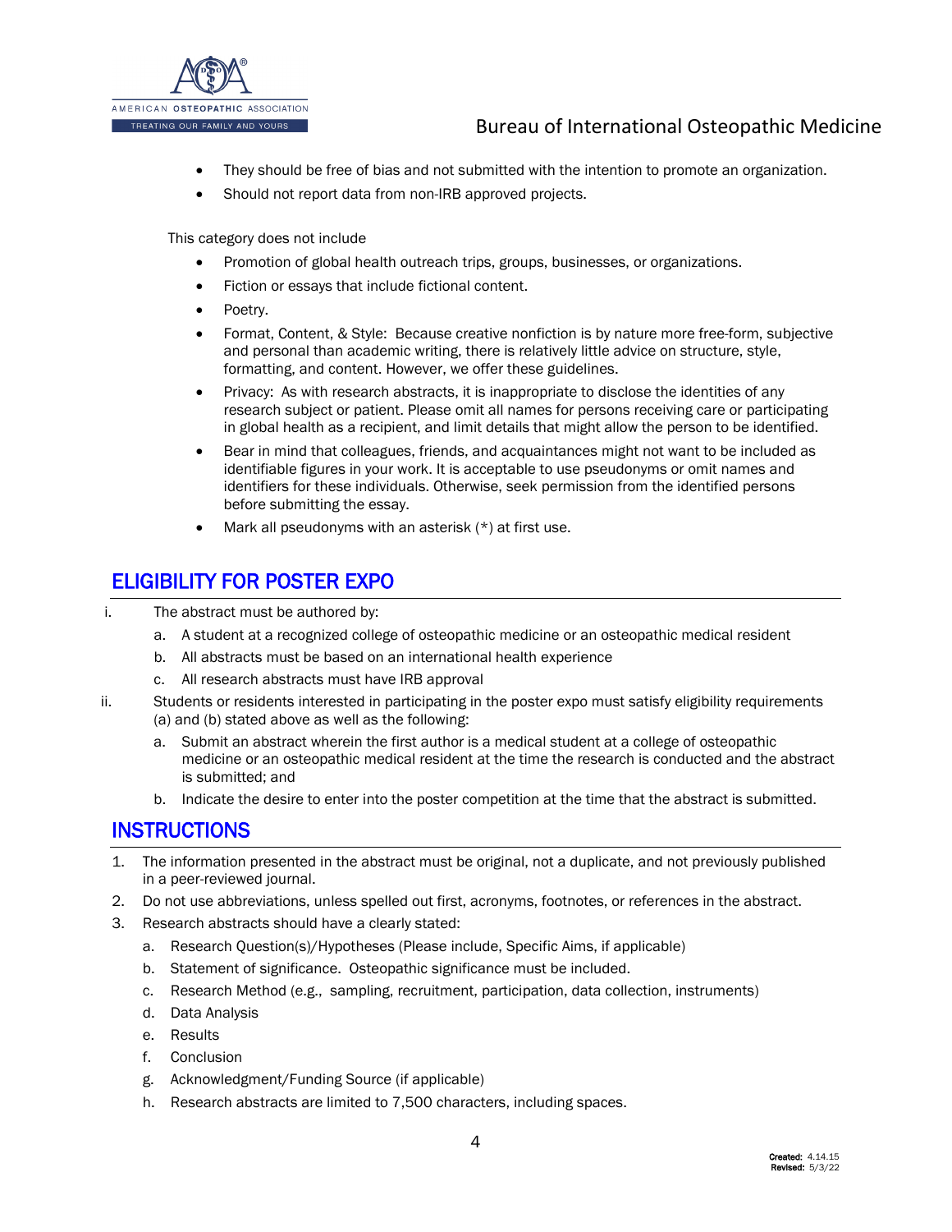- They should be free of bias and not submitted with the intention to promote an organization.
- Should not report data from non-IRB approved projects.

This category does not include

- Promotion of global health outreach trips, groups, businesses, or organizations.
- Fiction or essays that include fictional content.
- Poetry.
- Format, Content, & Style: Because creative nonfiction is by nature more free-form, subjective and personal than academic writing, there is relatively little advice on structure, style, formatting, and content. However, we offer these guidelines.
- Privacy: As with research abstracts, it is inappropriate to disclose the identities of any research subject or patient. Please omit all names for persons receiving care or participating in global health as a recipient, and limit details that might allow the person to be identified.
- Bear in mind that colleagues, friends, and acquaintances might not want to be included as identifiable figures in your work. It is acceptable to use pseudonyms or omit names and identifiers for these individuals. Otherwise, seek permission from the identified persons before submitting the essay.
- Mark all pseudonyms with an asterisk (*) at first use.

## ELIGIBILITY FOR POSTER EXPO

i. The abstract must be authored by:
   a. A student at a recognized college of osteopathic medicine or an osteopathic medical resident
   b. All abstracts must be based on an international health experience
   c. All research abstracts must have IRB approval

ii. Students or residents interested in participating in the poster expo must satisfy eligibility requirements (a) and (b) stated above as well as the following:
   a. Submit an abstract wherein the first author is a medical student at a college of osteopathic medicine or an osteopathic medical resident at the time the research is conducted and the abstract is submitted; and
   b. Indicate the desire to enter into the poster competition at the time that the abstract is submitted.

## INSTRUCTIONS

1. The information presented in the abstract must be original, not a duplicate, and not previously published in a peer-reviewed journal.
2. Do not use abbreviations, unless spelled out first, acronyms, footnotes, or references in the abstract.
3. Research abstracts should have a clearly stated:
   a. Research Question(s)/Hypotheses (Please include, Specific Aims, if applicable)
   b. Statement of significance. Osteopathic significance must be included.
   c. Research Method (e.g., sampling, recruitment, participation, data collection, instruments)
   d. Data Analysis
   e. Results
   f. Conclusion
   g. Acknowledgment/Funding Source (if applicable)
   h. Research abstracts are limited to 7,500 characters, including spaces.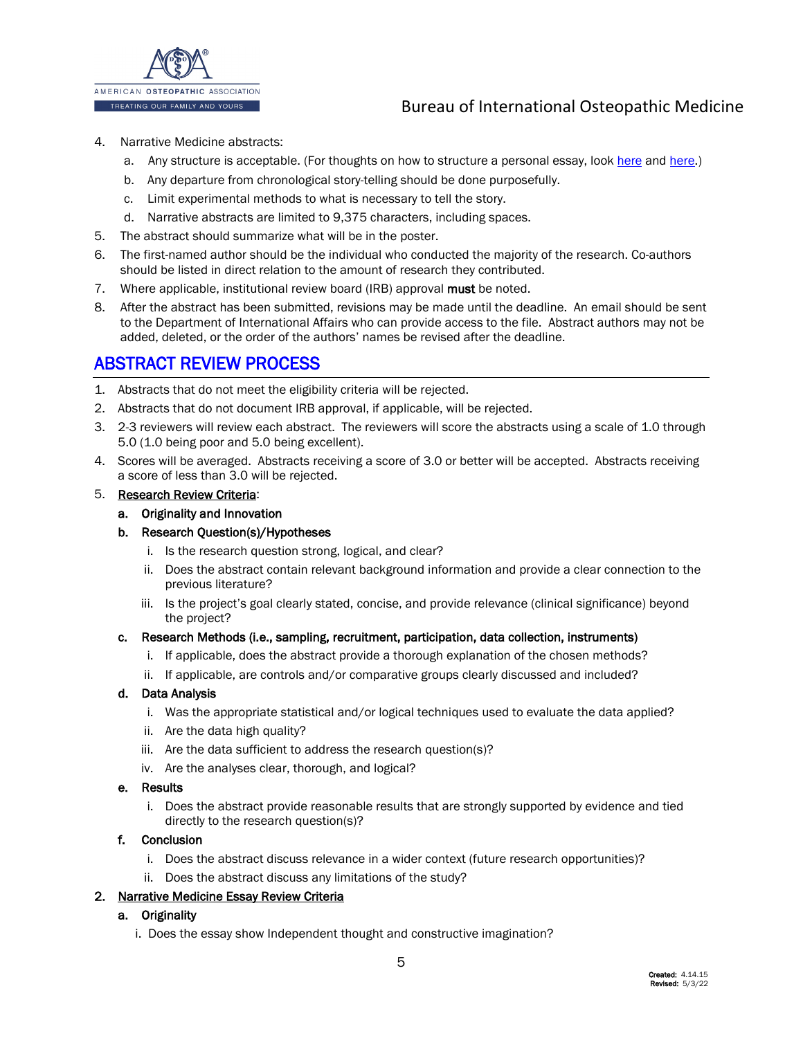4. Narrative Medicine abstracts:
   a. Any structure is acceptable. (For thoughts on how to structure a personal essay, look here and here.)
   b. Any departure from chronological story-telling should be done purposefully.
   c. Limit experimental methods to what is necessary to tell the story.
   d. Narrative abstracts are limited to 9,375 characters, including spaces.
5. The abstract should summarize what will be in the poster.
6. The first-named author should be the individual who conducted the majority of the research. Co-authors should be listed in direct relation to the amount of research they contributed.
7. Where applicable, institutional review board (IRB) approval **must** be noted.
8. After the abstract has been submitted, revisions may be made until the deadline. An email should be sent to the Department of International Affairs who can provide access to the file. Abstract authors may not be added, deleted, or the order of the authors' names be revised after the deadline.

## ABSTRACT REVIEW PROCESS

1. Abstracts that do not meet the eligibility criteria will be rejected.
2. Abstracts that do not document IRB approval, if applicable, will be rejected.
3. 2-3 reviewers will review each abstract. The reviewers will score the abstracts using a scale of 1.0 through 5.0 (1.0 being poor and 5.0 being excellent).
4. Scores will be averaged. Abstracts receiving a score of 3.0 or better will be accepted. Abstracts receiving a score of less than 3.0 will be rejected.
5. Research Review Criteria:
   a. **Originality and Innovation**
   b. **Research Question(s)/Hypotheses**
      i. Is the research question strong, logical, and clear?
      ii. Does the abstract contain relevant background information and provide a clear connection to the previous literature?
      iii. Is the project's goal clearly stated, concise, and provide relevance (clinical significance) beyond the project?
   c. **Research Methods (i.e., sampling, recruitment, participation, data collection, instruments)**
      i. If applicable, does the abstract provide a thorough explanation of the chosen methods?
      ii. If applicable, are controls and/or comparative groups clearly discussed and included?
   d. **Data Analysis**
      i. Was the appropriate statistical and/or logical techniques used to evaluate the data applied?
      ii. Are the data high quality?
      iii. Are the data sufficient to address the research question(s)?
      iv. Are the analyses clear, thorough, and logical?
   e. **Results**
      i. Does the abstract provide reasonable results that are strongly supported by evidence and tied directly to the research question(s)?
   f. **Conclusion**
      i. Does the abstract discuss relevance in a wider context (future research opportunities)?
      ii. Does the abstract discuss any limitations of the study?

2. **Narrative Medicine Essay Review Criteria**
   a. **Originality**
      i. Does the essay show Independent thought and constructive imagination?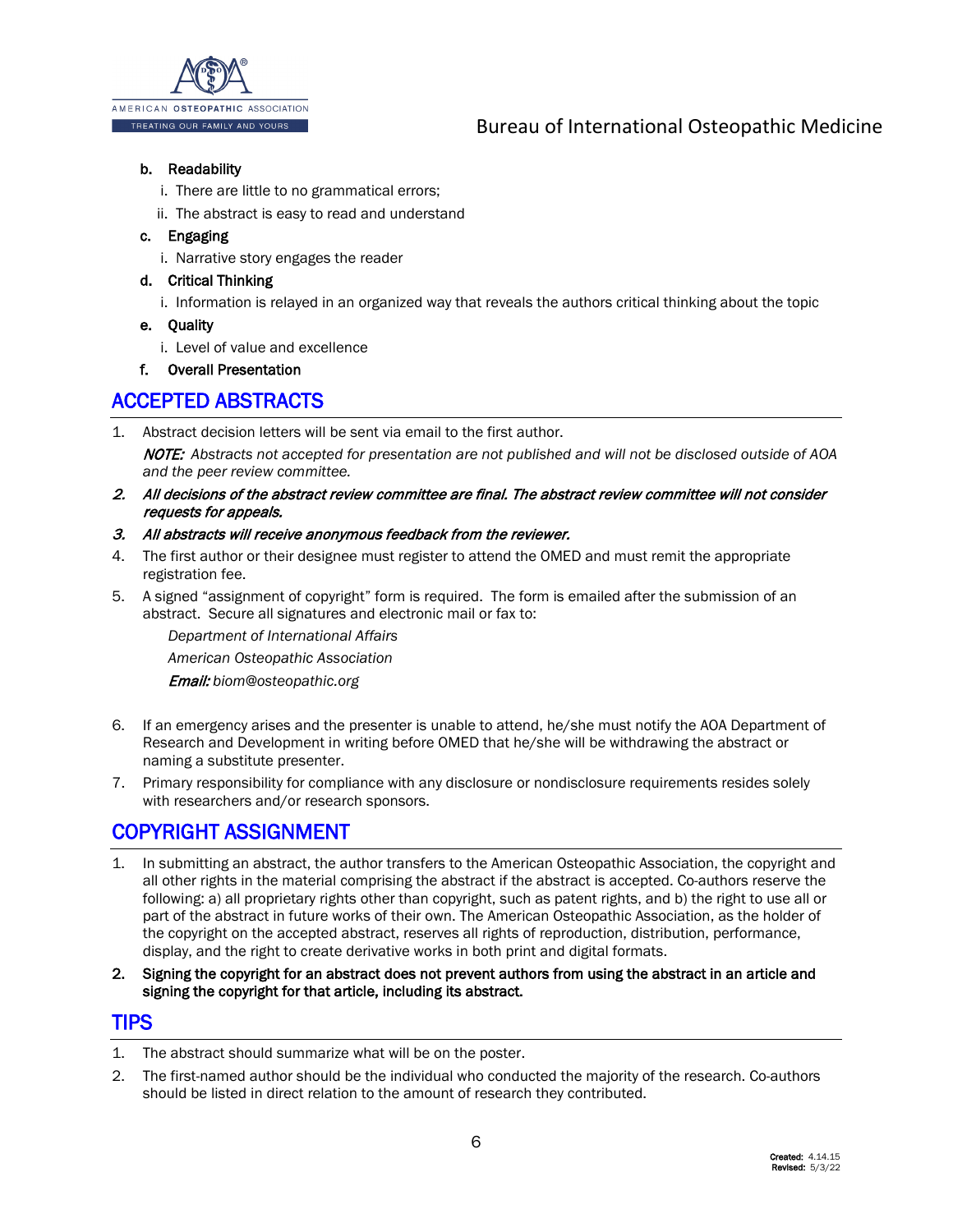b. **Readability**
   i. There are little to no grammatical errors;
   ii. The abstract is easy to read and understand

c. **Engaging**
   i. Narrative story engages the reader

d. **Critical Thinking**
   i. Information is relayed in an organized way that reveals the authors critical thinking about the topic

e. **Quality**
   i. Level of value and excellence

f. **Overall Presentation**

## ACCEPTED ABSTRACTS

1. Abstract decision letters will be sent via email to the first author.

   *NOTE: Abstracts not accepted for presentation are not published and will not be disclosed outside of AOA and the peer review committee.*

2. ***All decisions of the abstract review committee are final. The abstract review committee will not consider requests for appeals.***
3. ***All abstracts will receive anonymous feedback from the reviewer.***
4. The first author or their designee must register to attend the OMED and must remit the appropriate registration fee.
5. A signed "assignment of copyright" form is required. The form is emailed after the submission of an abstract. Secure all signatures and electronic mail or fax to:

   *Department of International Affairs*

   *American Osteopathic Association*

   ***Email:*** *biom@osteopathic.org*

6. If an emergency arises and the presenter is unable to attend, he/she must notify the AOA Department of Research and Development in writing before OMED that he/she will be withdrawing the abstract or naming a substitute presenter.
7. Primary responsibility for compliance with any disclosure or nondisclosure requirements resides solely with researchers and/or research sponsors.

## COPYRIGHT ASSIGNMENT

1. In submitting an abstract, the author transfers to the American Osteopathic Association, the copyright and all other rights in the material comprising the abstract if the abstract is accepted. Co-authors reserve the following: a) all proprietary rights other than copyright, such as patent rights, and b) the right to use all or part of the abstract in future works of their own. The American Osteopathic Association, as the holder of the copyright on the accepted abstract, reserves all rights of reproduction, distribution, performance, display, and the right to create derivative works in both print and digital formats.
2. **Signing the copyright for an abstract does not prevent authors from using the abstract in an article and signing the copyright for that article, including its abstract.**

## TIPS

1. The abstract should summarize what will be on the poster.
2. The first-named author should be the individual who conducted the majority of the research. Co-authors should be listed in direct relation to the amount of research they contributed.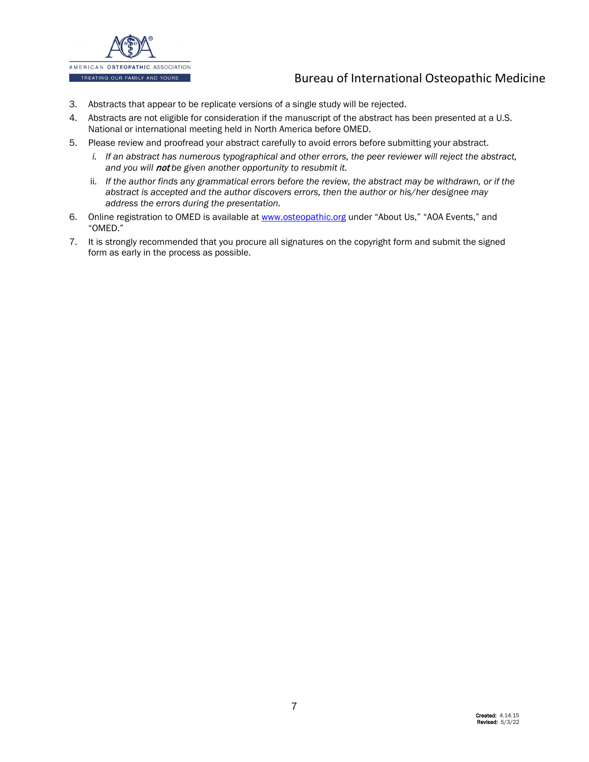3. Abstracts that appear to be replicate versions of a single study will be rejected.
4. Abstracts are not eligible for consideration if the manuscript of the abstract has been presented at a U.S. National or international meeting held in North America before OMED.
5. Please review and proofread your abstract carefully to avoid errors before submitting your abstract.
   i. *If an abstract has numerous typographical and other errors, the peer reviewer will reject the abstract, and you will **not** be given another opportunity to resubmit it.*
   ii. *If the author finds any grammatical errors before the review, the abstract may be withdrawn, or if the abstract is accepted and the author discovers errors, then the author or his/her designee may address the errors during the presentation.*
6. Online registration to OMED is available at [www.osteopathic.org](http://www.osteopathic.org) under "About Us," "AOA Events," and "OMED."
7. It is strongly recommended that you procure all signatures on the copyright form and submit the signed form as early in the process as possible.